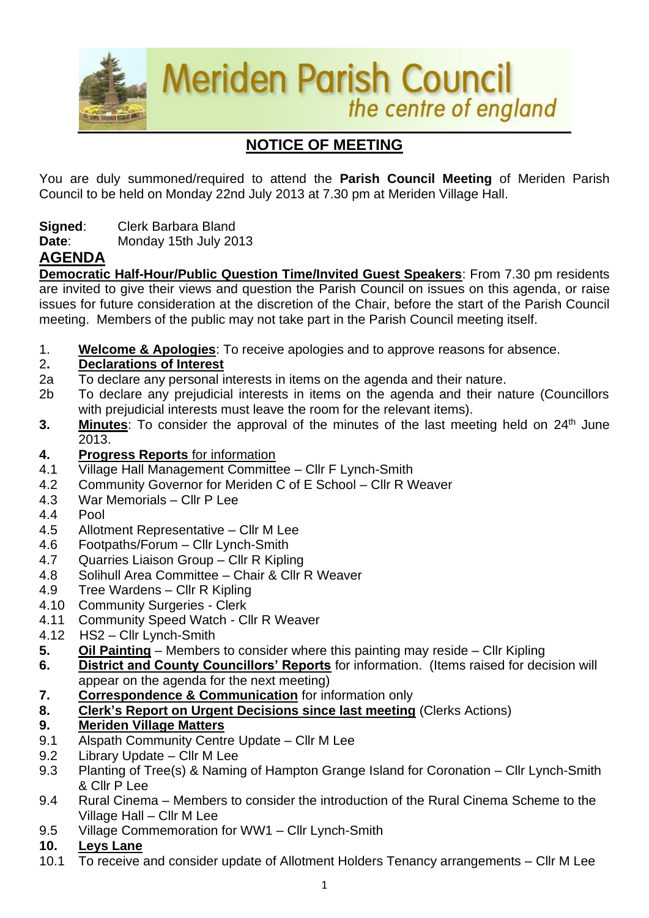# Meriden Parish Council

*the centre of england*

## NOTICE OF MEETING

You are duly summoned/required to attend the **Parish Council Meeting** of Meriden Parish Council to be held on Monday 22nd July 2013 at 7.30 pm at Meriden Village Hall.

**Signed**: Clerk Barbara Bland
**Date**: Monday 15th July 2013

## AGENDA

**Democratic Half-Hour/Public Question Time/Invited Guest Speakers**: From 7.30 pm residents are invited to give their views and question the Parish Council on issues on this agenda, or raise issues for future consideration at the discretion of the Chair, before the start of the Parish Council meeting. Members of the public may not take part in the Parish Council meeting itself.

1. **Welcome & Apologies**: To receive apologies and to approve reasons for absence.
2. **Declarations of Interest**
   - 2a To declare any personal interests in items on the agenda and their nature.
   - 2b To declare any prejudicial interests in items on the agenda and their nature (Councillors with prejudicial interests must leave the room for the relevant items).
3. **Minutes**: To consider the approval of the minutes of the last meeting held on 24th June 2013.
4. **Progress Reports** for information
   - 4.1 Village Hall Management Committee – Cllr F Lynch-Smith
   - 4.2 Community Governor for Meriden C of E School – Cllr R Weaver
   - 4.3 War Memorials – Cllr P Lee
   - 4.4 Pool
   - 4.5 Allotment Representative – Cllr M Lee
   - 4.6 Footpaths/Forum – Cllr Lynch-Smith
   - 4.7 Quarries Liaison Group – Cllr R Kipling
   - 4.8 Solihull Area Committee – Chair & Cllr R Weaver
   - 4.9 Tree Wardens – Cllr R Kipling
   - 4.10 Community Surgeries - Clerk
   - 4.11 Community Speed Watch - Cllr R Weaver
   - 4.12 HS2 – Cllr Lynch-Smith
5. **Oil Painting** – Members to consider where this painting may reside – Cllr Kipling
6. **District and County Councillors' Reports** for information. (Items raised for decision will appear on the agenda for the next meeting)
7. **Correspondence & Communication** for information only
8. **Clerk's Report on Urgent Decisions since last meeting** (Clerks Actions)
9. **Meriden Village Matters**
   - 9.1 Alspath Community Centre Update – Cllr M Lee
   - 9.2 Library Update – Cllr M Lee
   - 9.3 Planting of Tree(s) & Naming of Hampton Grange Island for Coronation – Cllr Lynch-Smith & Cllr P Lee
   - 9.4 Rural Cinema – Members to consider the introduction of the Rural Cinema Scheme to the Village Hall – Cllr M Lee
   - 9.5 Village Commemoration for WW1 – Cllr Lynch-Smith
10. **Leys Lane**
    - 10.1 To receive and consider update of Allotment Holders Tenancy arrangements – Cllr M Lee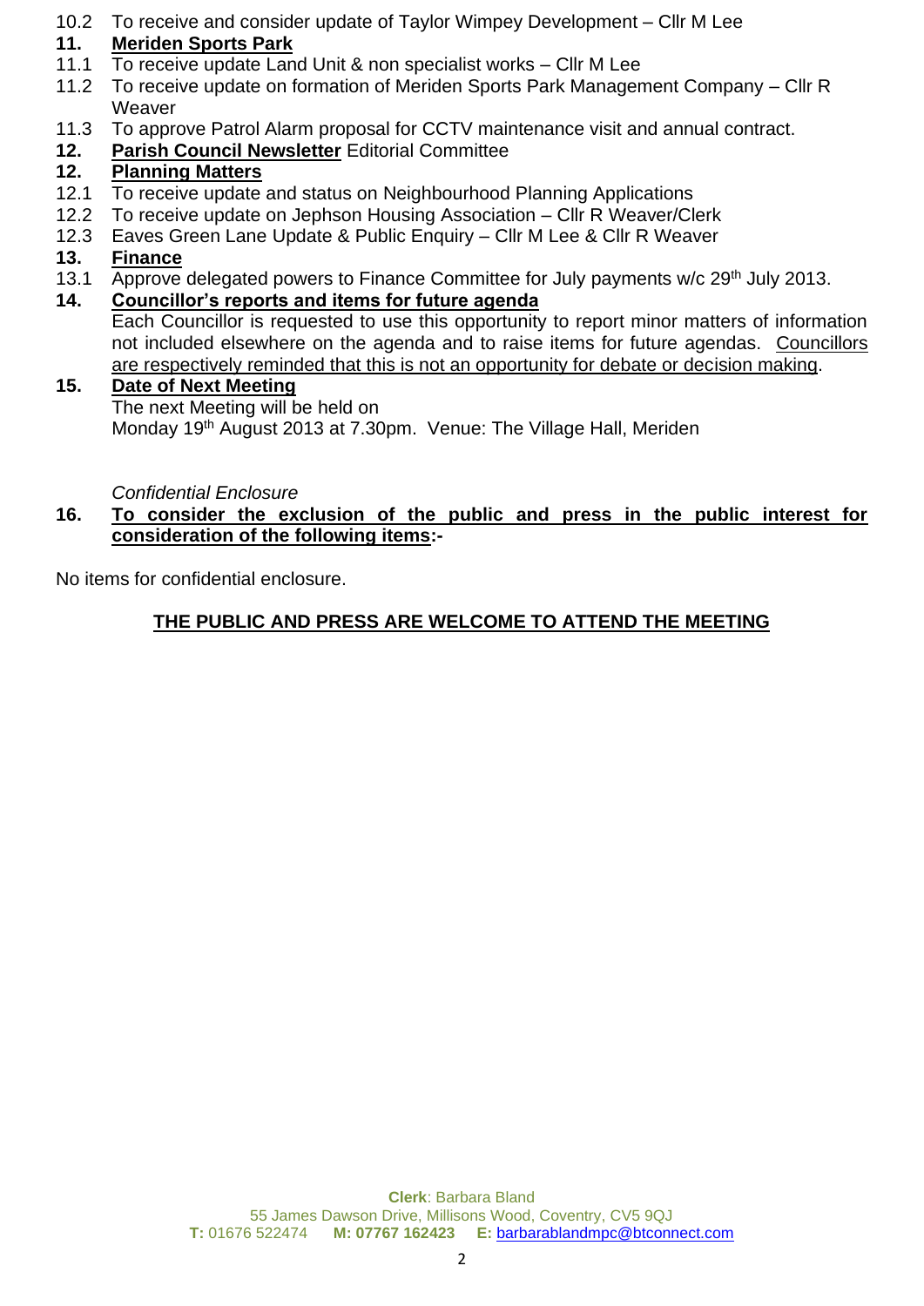10.2 To receive and consider update of Taylor Wimpey Development – Cllr M Lee

**11. Meriden Sports Park**

11.1 To receive update Land Unit & non specialist works – Cllr M Lee

11.2 To receive update on formation of Meriden Sports Park Management Company – Cllr R Weaver

11.3 To approve Patrol Alarm proposal for CCTV maintenance visit and annual contract.

**12. Parish Council Newsletter** Editorial Committee

**12. Planning Matters**

12.1 To receive update and status on Neighbourhood Planning Applications

12.2 To receive update on Jephson Housing Association – Cllr R Weaver/Clerk

12.3 Eaves Green Lane Update & Public Enquiry – Cllr M Lee & Cllr R Weaver

**13. Finance**

13.1 Approve delegated powers to Finance Committee for July payments w/c 29th July 2013.

**14. Councillor's reports and items for future agenda**

Each Councillor is requested to use this opportunity to report minor matters of information not included elsewhere on the agenda and to raise items for future agendas. Councillors are respectively reminded that this is not an opportunity for debate or decision making.

**15. Date of Next Meeting**

The next Meeting will be held on
Monday 19th August 2013 at 7.30pm. Venue: The Village Hall, Meriden

*Confidential Enclosure*

**16. To consider the exclusion of the public and press in the public interest for consideration of the following items:-**

No items for confidential enclosure.

**THE PUBLIC AND PRESS ARE WELCOME TO ATTEND THE MEETING**

**Clerk**: Barbara Bland
55 James Dawson Drive, Millisons Wood, Coventry, CV5 9QJ
**T:** 01676 522474 **M: 07767 162423** **E:** barbarablandmpc@btconnect.com